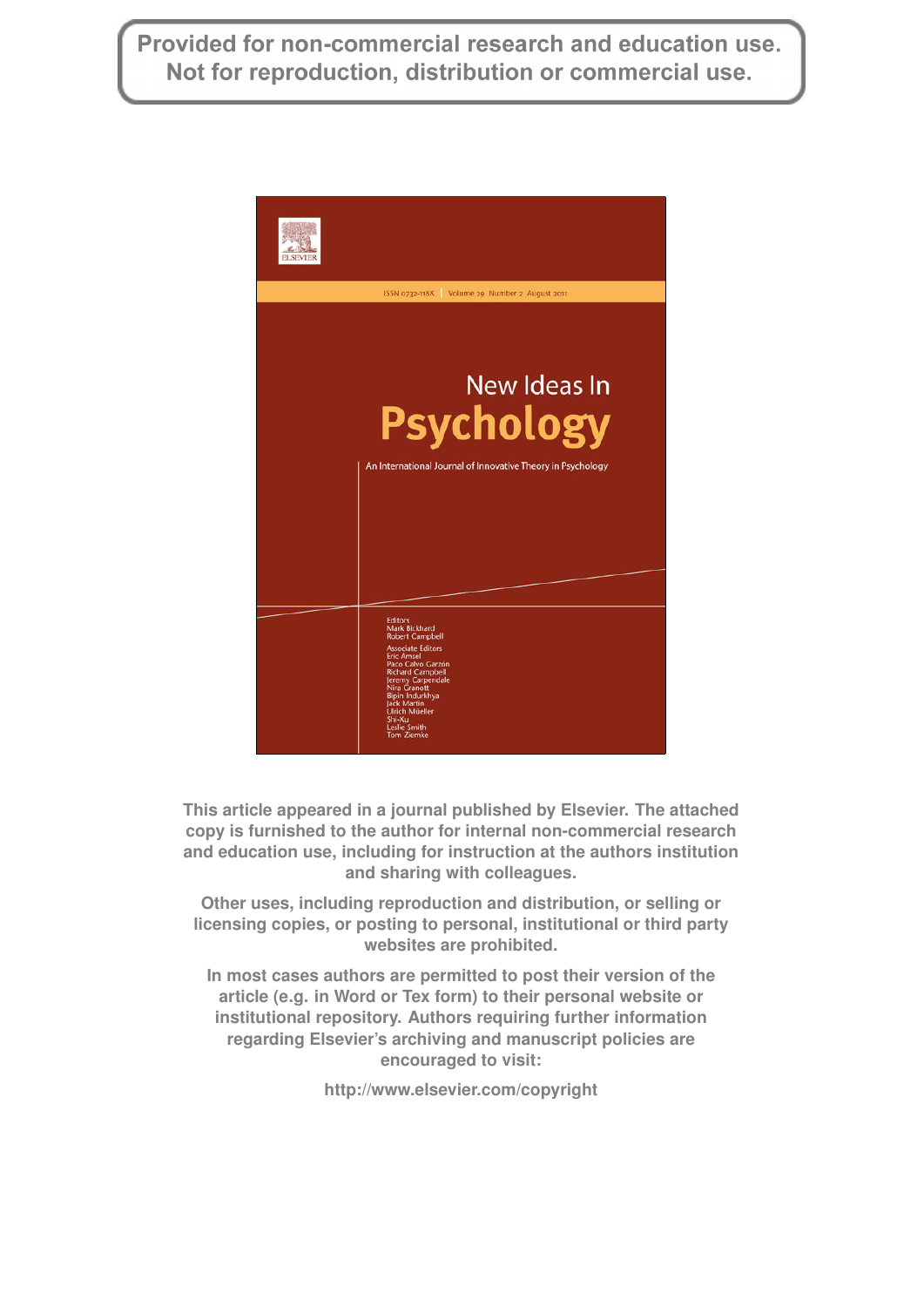Provided for non-commercial research and education use.
Not for reproduction, distribution or commercial use.

ISSN 0732-118X | Volume 29 Number 2 August 2011

New Ideas In

# Psychology

An International Journal of Innovative Theory in Psychology

Editors
Mark Bickhard
Robert Campbell

Associate Editors
Eric Amsel
Paco Calvo Garzón
Richard Campbell
Jeremy Carpendale
Nira Granott
Bipin Indurkhya
Jack Martin
Ulrich Müeller
Shi-Xu
Leslie Smith
Tom Ziemke

This article appeared in a journal published by Elsevier. The attached copy is furnished to the author for internal non-commercial research and education use, including for instruction at the authors institution and sharing with colleagues.

Other uses, including reproduction and distribution, or selling or licensing copies, or posting to personal, institutional or third party websites are prohibited.

In most cases authors are permitted to post their version of the article (e.g. in Word or Tex form) to their personal website or institutional repository. Authors requiring further information regarding Elsevier's archiving and manuscript policies are encouraged to visit:

http://www.elsevier.com/copyright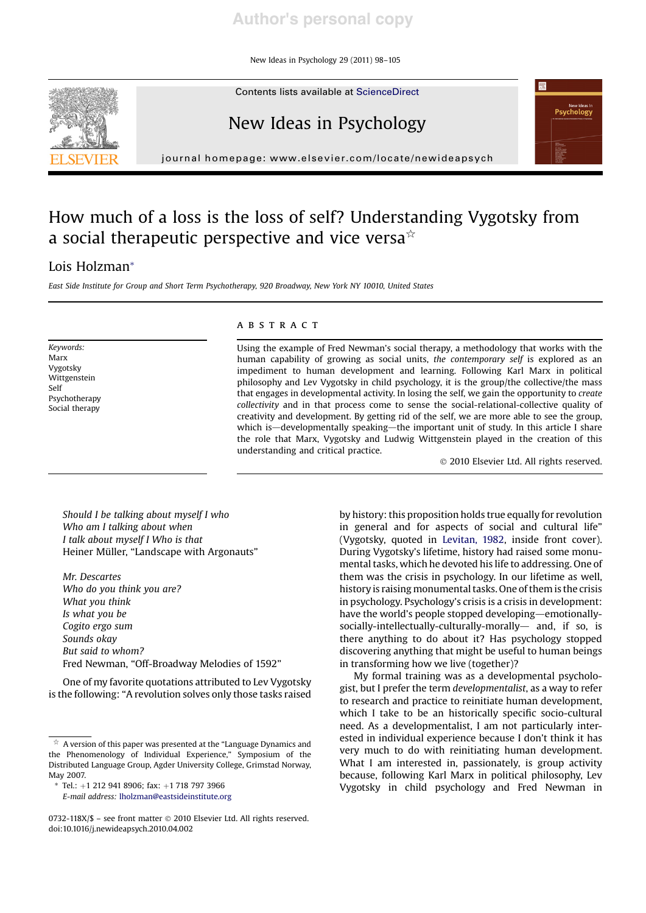Author's personal copy

# How much of a loss is the loss of self? Understanding Vygotsky from a social therapeutic perspective and vice versa[☆]

Lois Holzman[*]

*East Side Institute for Group and Short Term Psychotherapy, 920 Broadway, New York NY 10010, United States*

---

*Keywords:*
Marx
Vygotsky
Wittgenstein
Self
Psychotherapy
Social therapy

## ABSTRACT

Using the example of Fred Newman's social therapy, a methodology that works with the human capability of growing as social units, *the contemporary self* is explored as an impediment to human development and learning. Following Karl Marx in political philosophy and Lev Vygotsky in child psychology, it is the group/the collective/the mass that engages in developmental activity. In losing the self, we gain the opportunity to *create collectivity* and in that process come to sense the social-relational-collective quality of creativity and development. By getting rid of the self, we are more able to see the group, which is—developmentally speaking—the important unit of study. In this article I share the role that Marx, Vygotsky and Ludwig Wittgenstein played in the creation of this understanding and critical practice.

© 2010 Elsevier Ltd. All rights reserved.

---

*Should I be talking about myself I who*
*Who am I talking about when*
*I talk about myself I Who is that*
Heiner Müller, "Landscape with Argonauts"

*Mr. Descartes*
*Who do you think you are?*
*What you think*
*Is what you be*
*Cogito ergo sum*
*Sounds okay*
*But said to whom?*
Fred Newman, "Off-Broadway Melodies of 1592"

One of my favorite quotations attributed to Lev Vygotsky is the following: "A revolution solves only those tasks raised by history: this proposition holds true equally for revolution in general and for aspects of social and cultural life" (Vygotsky, quoted in Levitan, 1982, inside front cover). During Vygotsky's lifetime, history had raised some monumental tasks, which he devoted his life to addressing. One of them was the crisis in psychology. In our lifetime as well, history is raising monumental tasks. One of them is the crisis in psychology. Psychology's crisis is a crisis in development: have the world's people stopped developing—emotionally-socially-intellectually-culturally-morally— and, if so, is there anything to do about it? Has psychology stopped discovering anything that might be useful to human beings in transforming how we live (together)?

My formal training was as a developmental psychologist, but I prefer the term *developmentalist*, as a way to refer to research and practice to reinitiate human development, which I take to be an historically specific socio-cultural need. As a developmentalist, I am not particularly interested in individual experience because I don't think it has very much to do with reinitiating human development. What I am interested in, passionately, is group activity because, following Karl Marx in political philosophy, Lev Vygotsky in child psychology and Fred Newman in

---

[☆] A version of this paper was presented at the "Language Dynamics and the Phenomenology of Individual Experience," Symposium of the Distributed Language Group, Agder University College, Grimstad Norway, May 2007.

[*] Tel.: +1 212 941 8906; fax: +1 718 797 3966
*E-mail address:* lholzman@eastsideinstitute.org

0732-118X/$ – see front matter © 2010 Elsevier Ltd. All rights reserved.
doi:10.1016/j.newideapsych.2010.04.002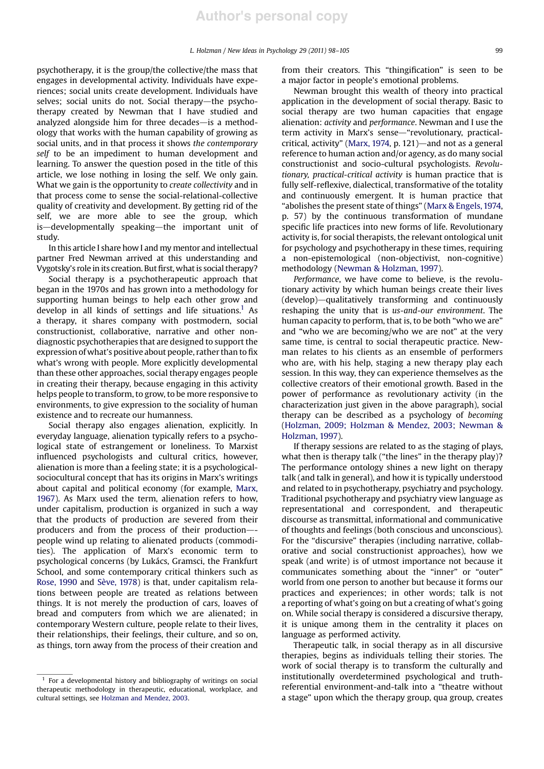psychotherapy, it is the group/the collective/the mass that engages in developmental activity. Individuals have experiences; social units create development. Individuals have selves; social units do not. Social therapy—the psychotherapy created by Newman that I have studied and analyzed alongside him for three decades—is a methodology that works with the human capability of growing as social units, and in that process it shows *the contemporary self* to be an impediment to human development and learning. To answer the question posed in the title of this article, we lose nothing in losing the self. We only gain. What we gain is the opportunity to *create collectivity* and in that process come to sense the social-relational-collective quality of creativity and development. By getting rid of the self, we are able to see the group, which is—developmentally speaking—the important unit of study.

In this article I share how I and my mentor and intellectual partner Fred Newman arrived at this understanding and Vygotsky's role in its creation. But first, what is social therapy?

Social therapy is a psychotherapeutic approach that began in the 1970s and has grown into a methodology for supporting human beings to help each other grow and develop in all kinds of settings and life situations.[1] As a therapy, it shares company with postmodern, social constructionist, collaborative, narrative and other non-diagnostic psychotherapies that are designed to support the expression of what's positive about people, rather than to fix what's wrong with people. More explicitly developmental than these other approaches, social therapy engages people in creating their therapy, because engaging in this activity helps people to transform, to grow, to be more responsive to environments, to give expression to the sociality of human existence and to recreate our humanness.

Social therapy also engages alienation, explicitly. In everyday language, alienation typically refers to a psychological state of estrangement or loneliness. To Marxist influenced psychologists and cultural critics, however, alienation is more than a feeling state; it is a psychological-sociocultural concept that has its origins in Marx's writings about capital and political economy (for example, Marx, 1967). As Marx used the term, alienation refers to how, under capitalism, production is organized in such a way that the products of production are severed from their producers and from the process of their production—-people wind up relating to alienated products (commodities). The application of Marx's economic term to psychological concerns (by Lukács, Gramsci, the Frankfurt School, and some contemporary critical thinkers such as Rose, 1990 and Sève, 1978) is that, under capitalism relations between people are treated as relations between things. It is not merely the production of cars, loaves of bread and computers from which we are alienated; in contemporary Western culture, people relate to their lives, their relationships, their feelings, their culture, and so on, as things, torn away from the process of their creation and from their creators. This "thingification" is seen to be a major factor in people's emotional problems.

Newman brought this wealth of theory into practical application in the development of social therapy. Basic to social therapy are two human capacities that engage alienation: *activity* and *performance*. Newman and I use the term activity in Marx's sense—"revolutionary, practical-critical, activity" (Marx, 1974, p. 121)—and not as a general reference to human action and/or agency, as do many social constructionist and socio-cultural psychologists. *Revolutionary, practical-critical activity* is human practice that is fully self-reflexive, dialectical, transformative of the totality and continuously emergent. It is human practice that "abolishes the present state of things" (Marx & Engels, 1974, p. 57) by the continuous transformation of mundane specific life practices into new forms of life. Revolutionary activity is, for social therapists, the relevant ontological unit for psychology and psychotherapy in these times, requiring a non-epistemological (non-objectivist, non-cognitive) methodology (Newman & Holzman, 1997).

*Performance*, we have come to believe, is the revolutionary activity by which human beings create their lives (develop)—qualitatively transforming and continuously reshaping the unity that is *us-and-our environment*. The human capacity to perform, that is, to be both "who we are" and "who we are becoming/who we are not" at the very same time, is central to social therapeutic practice. Newman relates to his clients as an ensemble of performers who are, with his help, staging a new therapy play each session. In this way, they can experience themselves as the collective creators of their emotional growth. Based in the power of performance as revolutionary activity (in the characterization just given in the above paragraph), social therapy can be described as a psychology of *becoming* (Holzman, 2009; Holzman & Mendez, 2003; Newman & Holzman, 1997).

If therapy sessions are related to as the staging of plays, what then is therapy talk ("the lines" in the therapy play)? The performance ontology shines a new light on therapy talk (and talk in general), and how it is typically understood and related to in psychotherapy, psychiatry and psychology. Traditional psychotherapy and psychiatry view language as representational and correspondent, and therapeutic discourse as transmittal, informational and communicative of thoughts and feelings (both conscious and unconscious). For the "discursive" therapies (including narrative, collaborative and social constructionist approaches), how we speak (and write) is of utmost importance not because it communicates something about the "inner" or "outer" world from one person to another but because it forms our practices and experiences; in other words; talk is not a reporting of what's going on but a creating of what's going on. While social therapy is considered a discursive therapy, it is unique among them in the centrality it places on language as performed activity.

Therapeutic talk, in social therapy as in all discursive therapies, begins as individuals telling their stories. The work of social therapy is to transform the culturally and institutionally overdetermined psychological and truth-referential environment-and-talk into a "theatre without a stage" upon which the therapy group, qua group, creates

[1] For a developmental history and bibliography of writings on social therapeutic methodology in therapeutic, educational, workplace, and cultural settings, see Holzman and Mendez, 2003.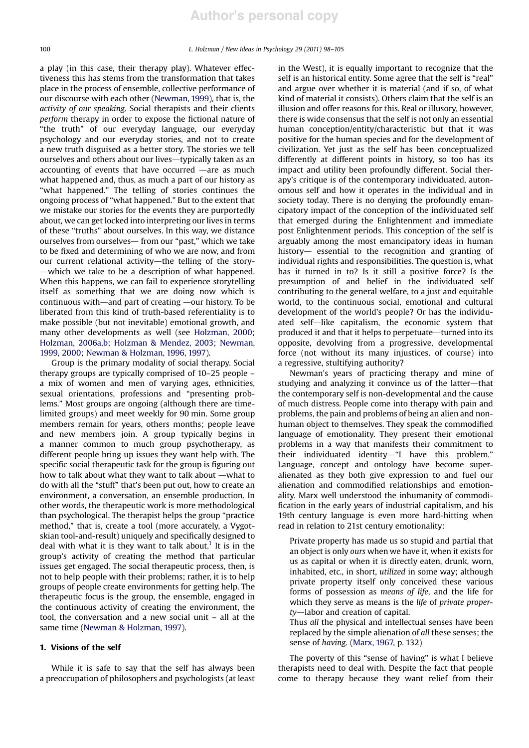a play (in this case, their therapy play). Whatever effectiveness this has stems from the transformation that takes place in the process of ensemble, collective performance of our discourse with each other (Newman, 1999), that is, the *activity of our speaking*. Social therapists and their clients *perform* therapy in order to expose the fictional nature of "the truth" of our everyday language, our everyday psychology and our everyday stories, and not to create a new truth disguised as a better story. The stories we tell ourselves and others about our lives—typically taken as an accounting of events that have occurred —are as much what happened and, thus, as much a part of our history as "what happened." The telling of stories continues the ongoing process of "what happened." But to the extent that we mistake our stories for the events they are purportedly about, we can get locked into interpreting our lives in terms of these "truths" about ourselves. In this way, we distance ourselves from ourselves— from our "past," which we take to be fixed and determining of who we are now, and from our current relational activity—the telling of the story—which we take to be a description of what happened. When this happens, we can fail to experience storytelling itself as something that we are doing now which is continuous with—and part of creating —our history. To be liberated from this kind of truth-based referentiality is to make possible (but not inevitable) emotional growth, and many other developments as well (see Holzman, 2000; Holzman, 2006a,b; Holzman & Mendez, 2003; Newman, 1999, 2000; Newman & Holzman 1996, 1997).

Group is the primary modality of social therapy. Social therapy groups are typically comprised of 10–25 people – a mix of women and men of varying ages, ethnicities, sexual orientations, professions and "presenting problems." Most groups are ongoing (although there are time-limited groups) and meet weekly for 90 min. Some group members remain for years, others months; people leave and new members join. A group typically begins in a manner common to much group psychotherapy, as different people bring up issues they want help with. The specific social therapeutic task for the group is figuring out how to talk about what they want to talk about —what to do with all the "stuff" that's been put out, how to create an environment, a conversation, an ensemble production. In other words, the therapeutic work is more methodological than psychological. The therapist helps the group "practice method," that is, create a tool (more accurately, a Vygotskian tool-and-result) uniquely and specifically designed to deal with what it is they want to talk about.[1] It is in the group's activity of creating the method that particular issues get engaged. The social therapeutic process, then, is not to help people with their problems; rather, it is to help groups of people create environments for getting help. The therapeutic focus is the group, the ensemble, engaged in the continuous activity of creating the environment, the tool, the conversation and a new social unit – all at the same time (Newman & Holzman, 1997).

## 1. Visions of the self

While it is safe to say that the self has always been a preoccupation of philosophers and psychologists (at least in the West), it is equally important to recognize that the self is an historical entity. Some agree that the self is "real" and argue over whether it is material (and if so, of what kind of material it consists). Others claim that the self is an illusion and offer reasons for this. Real or illusory, however, there is wide consensus that the self is not only an essential human conception/entity/characteristic but that it was positive for the human species and for the development of civilization. Yet just as the self has been conceptualized differently at different points in history, so too has its impact and utility been profoundly different. Social therapy's critique is of the contemporary individuated, autonomous self and how it operates in the individual and in society today. There is no denying the profoundly emancipatory impact of the conception of the individuated self that emerged during the Enlightenment and immediate post Enlightenment periods. This conception of the self is arguably among the most emancipatory ideas in human history— essential to the recognition and granting of individual rights and responsibilities. The question is, what has it turned in to? Is it still a positive force? Is the presumption of and belief in the individuated self contributing to the general welfare, to a just and equitable world, to the continuous social, emotional and cultural development of the world's people? Or has the individuated self—like capitalism, the economic system that produced it and that it helps to perpetuate—turned into its opposite, devolving from a progressive, developmental force (not without its many injustices, of course) into a regressive, stultifying authority?

Newman's years of practicing therapy and mine of studying and analyzing it convince us of the latter—that the contemporary self is non-developmental and the cause of much distress. People come into therapy with pain and problems, the pain and problems of being an alien and non-human object to themselves. They speak the commodified language of emotionality. They present their emotional problems in a way that manifests their commitment to their individuated identity—"I have this problem." Language, concept and ontology have become super-alienated as they both give expression to and fuel our alienation and commodified relationships and emotionality. Marx well understood the inhumanity of commodification in the early years of industrial capitalism, and his 19th century language is even more hard-hitting when read in relation to 21st century emotionality:

> Private property has made us so stupid and partial that an object is only *ours* when we have it, when it exists for us as capital or when it is directly eaten, drunk, worn, inhabited, etc., in short, *utilized* in some way; although private property itself only conceived these various forms of possession as *means of life*, and the life for which they serve as means is the *life* of *private property*—labor and creation of capital.
>
> Thus *all* the physical and intellectual senses have been replaced by the simple alienation of *all* these senses; the sense of *having*. (Marx, 1967, p. 132)

The poverty of this "sense of having" is what I believe therapists need to deal with. Despite the fact that people come to therapy because they want relief from their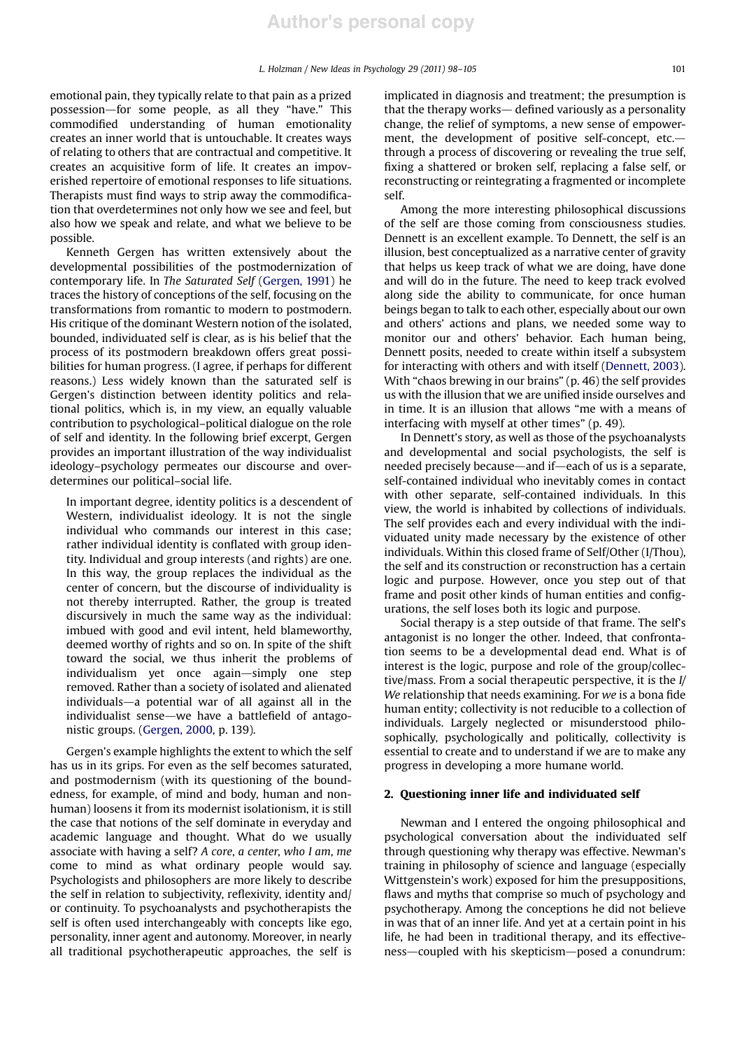emotional pain, they typically relate to that pain as a prized possession—for some people, as all they "have." This commodified understanding of human emotionality creates an inner world that is untouchable. It creates ways of relating to others that are contractual and competitive. It creates an acquisitive form of life. It creates an impoverished repertoire of emotional responses to life situations. Therapists must find ways to strip away the commodification that overdetermines not only how we see and feel, but also how we speak and relate, and what we believe to be possible.

Kenneth Gergen has written extensively about the developmental possibilities of the postmodernization of contemporary life. In *The Saturated Self* (Gergen, 1991) he traces the history of conceptions of the self, focusing on the transformations from romantic to modern to postmodern. His critique of the dominant Western notion of the isolated, bounded, individuated self is clear, as is his belief that the process of its postmodern breakdown offers great possibilities for human progress. (I agree, if perhaps for different reasons.) Less widely known than the saturated self is Gergen's distinction between identity politics and relational politics, which is, in my view, an equally valuable contribution to psychological–political dialogue on the role of self and identity. In the following brief excerpt, Gergen provides an important illustration of the way individualist ideology–psychology permeates our discourse and overdetermines our political–social life.

> In important degree, identity politics is a descendent of Western, individualist ideology. It is not the single individual who commands our interest in this case; rather individual identity is conflated with group identity. Individual and group interests (and rights) are one. In this way, the group replaces the individual as the center of concern, but the discourse of individuality is not thereby interrupted. Rather, the group is treated discursively in much the same way as the individual: imbued with good and evil intent, held blameworthy, deemed worthy of rights and so on. In spite of the shift toward the social, we thus inherit the problems of individualism yet once again—simply one step removed. Rather than a society of isolated and alienated individuals—a potential war of all against all in the individualist sense—we have a battlefield of antagonistic groups. (Gergen, 2000, p. 139).

Gergen's example highlights the extent to which the self has us in its grips. For even as the self becomes saturated, and postmodernism (with its questioning of the boundedness, for example, of mind and body, human and nonhuman) loosens it from its modernist isolationism, it is still the case that notions of the self dominate in everyday and academic language and thought. What do we usually associate with having a self? *A core, a center, who I am, me* come to mind as what ordinary people would say. Psychologists and philosophers are more likely to describe the self in relation to subjectivity, reflexivity, identity and/or continuity. To psychoanalysts and psychotherapists the self is often used interchangeably with concepts like ego, personality, inner agent and autonomy. Moreover, in nearly all traditional psychotherapeutic approaches, the self is implicated in diagnosis and treatment; the presumption is that the therapy works— defined variously as a personality change, the relief of symptoms, a new sense of empowerment, the development of positive self-concept, etc.— through a process of discovering or revealing the true self, fixing a shattered or broken self, replacing a false self, or reconstructing or reintegrating a fragmented or incomplete self.

Among the more interesting philosophical discussions of the self are those coming from consciousness studies. Dennett is an excellent example. To Dennett, the self is an illusion, best conceptualized as a narrative center of gravity that helps us keep track of what we are doing, have done and will do in the future. The need to keep track evolved along side the ability to communicate, for once human beings began to talk to each other, especially about our own and others' actions and plans, we needed some way to monitor our and others' behavior. Each human being, Dennett posits, needed to create within itself a subsystem for interacting with others and with itself (Dennett, 2003). With "chaos brewing in our brains" (p. 46) the self provides us with the illusion that we are unified inside ourselves and in time. It is an illusion that allows "me with a means of interfacing with myself at other times" (p. 49).

In Dennett's story, as well as those of the psychoanalysts and developmental and social psychologists, the self is needed precisely because—and if—each of us is a separate, self-contained individual who inevitably comes in contact with other separate, self-contained individuals. In this view, the world is inhabited by collections of individuals. The self provides each and every individual with the individuated unity made necessary by the existence of other individuals. Within this closed frame of Self/Other (I/Thou), the self and its construction or reconstruction has a certain logic and purpose. However, once you step out of that frame and posit other kinds of human entities and configurations, the self loses both its logic and purpose.

Social therapy is a step outside of that frame. The self's antagonist is no longer the other. Indeed, that confrontation seems to be a developmental dead end. What is of interest is the logic, purpose and role of the group/collective/mass. From a social therapeutic perspective, it is the *I/We* relationship that needs examining. For *we* is a bona fide human entity; collectivity is not reducible to a collection of individuals. Largely neglected or misunderstood philosophically, psychologically and politically, collectivity is essential to create and to understand if we are to make any progress in developing a more humane world.

## 2. Questioning inner life and individuated self

Newman and I entered the ongoing philosophical and psychological conversation about the individuated self through questioning why therapy was effective. Newman's training in philosophy of science and language (especially Wittgenstein's work) exposed for him the presuppositions, flaws and myths that comprise so much of psychology and psychotherapy. Among the conceptions he did not believe in was that of an inner life. And yet at a certain point in his life, he had been in traditional therapy, and its effectiveness—coupled with his skepticism—posed a conundrum: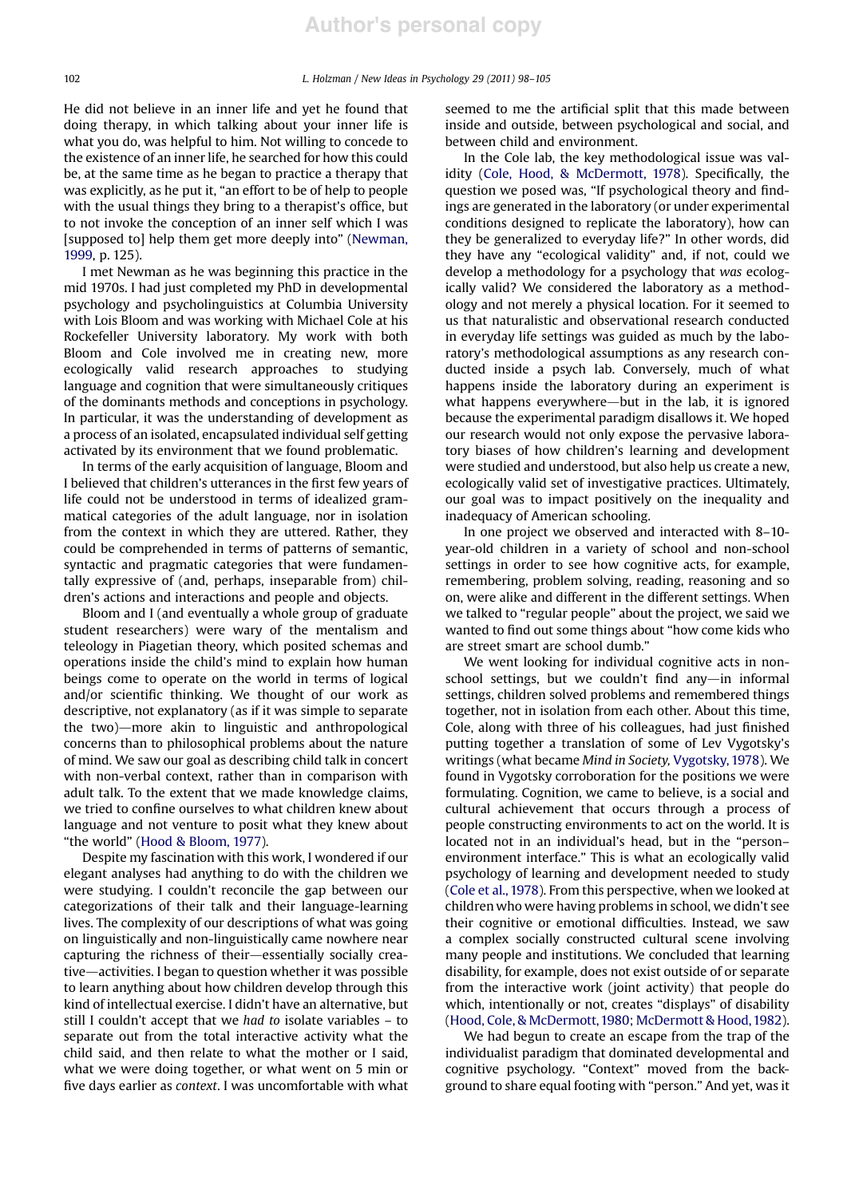He did not believe in an inner life and yet he found that doing therapy, in which talking about your inner life is what you do, was helpful to him. Not willing to concede to the existence of an inner life, he searched for how this could be, at the same time as he began to practice a therapy that was explicitly, as he put it, "an effort to be of help to people with the usual things they bring to a therapist's office, but to not invoke the conception of an inner self which I was [supposed to] help them get more deeply into" (Newman, 1999, p. 125).

I met Newman as he was beginning this practice in the mid 1970s. I had just completed my PhD in developmental psychology and psycholinguistics at Columbia University with Lois Bloom and was working with Michael Cole at his Rockefeller University laboratory. My work with both Bloom and Cole involved me in creating new, more ecologically valid research approaches to studying language and cognition that were simultaneously critiques of the dominants methods and conceptions in psychology. In particular, it was the understanding of development as a process of an isolated, encapsulated individual self getting activated by its environment that we found problematic.

In terms of the early acquisition of language, Bloom and I believed that children's utterances in the first few years of life could not be understood in terms of idealized grammatical categories of the adult language, nor in isolation from the context in which they are uttered. Rather, they could be comprehended in terms of patterns of semantic, syntactic and pragmatic categories that were fundamentally expressive of (and, perhaps, inseparable from) children's actions and interactions and people and objects.

Bloom and I (and eventually a whole group of graduate student researchers) were wary of the mentalism and teleology in Piagetian theory, which posited schemas and operations inside the child's mind to explain how human beings come to operate on the world in terms of logical and/or scientific thinking. We thought of our work as descriptive, not explanatory (as if it was simple to separate the two)—more akin to linguistic and anthropological concerns than to philosophical problems about the nature of mind. We saw our goal as describing child talk in concert with non-verbal context, rather than in comparison with adult talk. To the extent that we made knowledge claims, we tried to confine ourselves to what children knew about language and not venture to posit what they knew about "the world" (Hood & Bloom, 1977).

Despite my fascination with this work, I wondered if our elegant analyses had anything to do with the children we were studying. I couldn't reconcile the gap between our categorizations of their talk and their language-learning lives. The complexity of our descriptions of what was going on linguistically and non-linguistically came nowhere near capturing the richness of their—essentially socially creative—activities. I began to question whether it was possible to learn anything about how children develop through this kind of intellectual exercise. I didn't have an alternative, but still I couldn't accept that we *had to* isolate variables – to separate out from the total interactive activity what the child said, and then relate to what the mother or I said, what we were doing together, or what went on 5 min or five days earlier as *context*. I was uncomfortable with what seemed to me the artificial split that this made between inside and outside, between psychological and social, and between child and environment.

In the Cole lab, the key methodological issue was validity (Cole, Hood, & McDermott, 1978). Specifically, the question we posed was, "If psychological theory and findings are generated in the laboratory (or under experimental conditions designed to replicate the laboratory), how can they be generalized to everyday life?" In other words, did they have any "ecological validity" and, if not, could we develop a methodology for a psychology that *was* ecologically valid? We considered the laboratory as a methodology and not merely a physical location. For it seemed to us that naturalistic and observational research conducted in everyday life settings was guided as much by the laboratory's methodological assumptions as any research conducted inside a psych lab. Conversely, much of what happens inside the laboratory during an experiment is what happens everywhere—but in the lab, it is ignored because the experimental paradigm disallows it. We hoped our research would not only expose the pervasive laboratory biases of how children's learning and development were studied and understood, but also help us create a new, ecologically valid set of investigative practices. Ultimately, our goal was to impact positively on the inequality and inadequacy of American schooling.

In one project we observed and interacted with 8–10-year-old children in a variety of school and non-school settings in order to see how cognitive acts, for example, remembering, problem solving, reading, reasoning and so on, were alike and different in the different settings. When we talked to "regular people" about the project, we said we wanted to find out some things about "how come kids who are street smart are school dumb."

We went looking for individual cognitive acts in non-school settings, but we couldn't find any—in informal settings, children solved problems and remembered things together, not in isolation from each other. About this time, Cole, along with three of his colleagues, had just finished putting together a translation of some of Lev Vygotsky's writings (what became *Mind in Society,* Vygotsky, 1978). We found in Vygotsky corroboration for the positions we were formulating. Cognition, we came to believe, is a social and cultural achievement that occurs through a process of people constructing environments to act on the world. It is located not in an individual's head, but in the "person–environment interface." This is what an ecologically valid psychology of learning and development needed to study (Cole et al., 1978). From this perspective, when we looked at children who were having problems in school, we didn't see their cognitive or emotional difficulties. Instead, we saw a complex socially constructed cultural scene involving many people and institutions. We concluded that learning disability, for example, does not exist outside of or separate from the interactive work (joint activity) that people do which, intentionally or not, creates "displays" of disability (Hood, Cole, & McDermott, 1980; McDermott & Hood, 1982).

We had begun to create an escape from the trap of the individualist paradigm that dominated developmental and cognitive psychology. "Context" moved from the background to share equal footing with "person." And yet, was it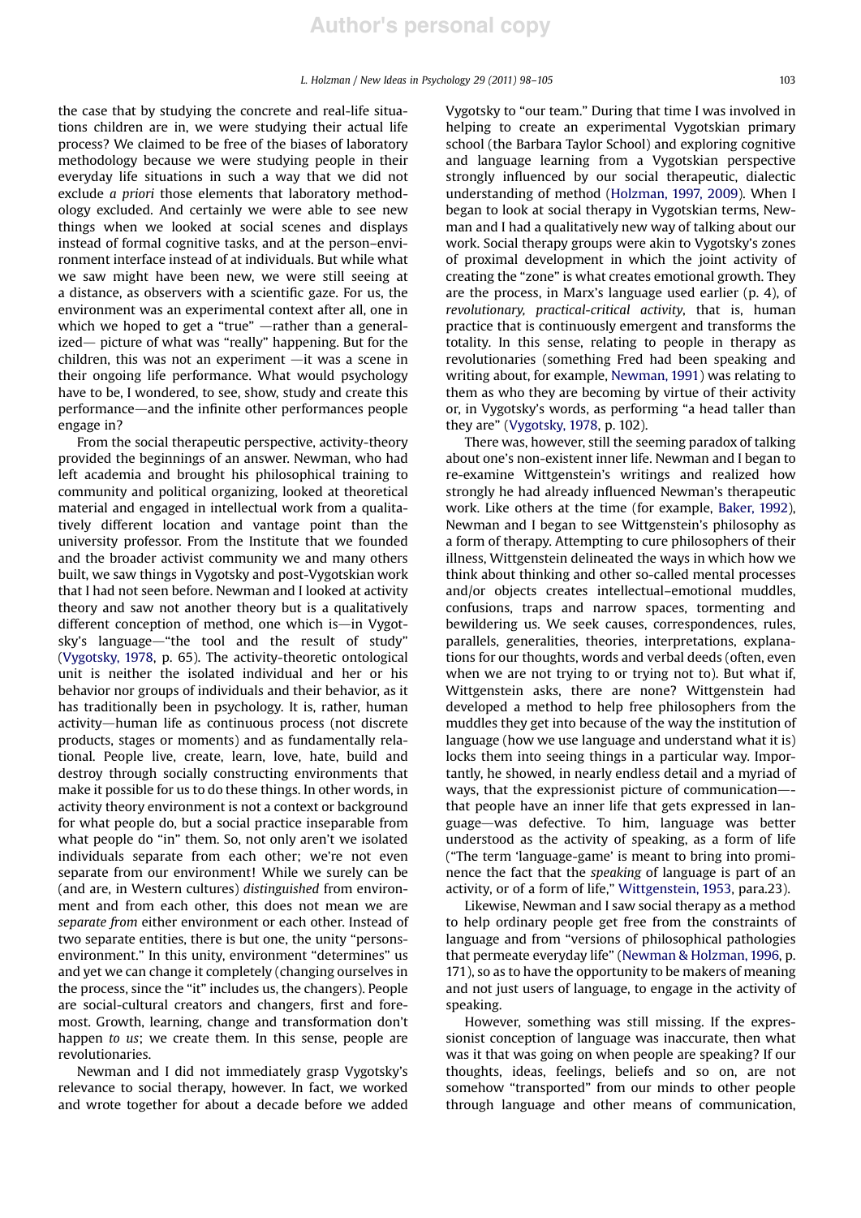the case that by studying the concrete and real-life situations children are in, we were studying their actual life process? We claimed to be free of the biases of laboratory methodology because we were studying people in their everyday life situations in such a way that we did not exclude *a priori* those elements that laboratory methodology excluded. And certainly we were able to see new things when we looked at social scenes and displays instead of formal cognitive tasks, and at the person–environment interface instead of at individuals. But while what we saw might have been new, we were still seeing at a distance, as observers with a scientific gaze. For us, the environment was an experimental context after all, one in which we hoped to get a "true" —rather than a generalized— picture of what was "really" happening. But for the children, this was not an experiment —it was a scene in their ongoing life performance. What would psychology have to be, I wondered, to see, show, study and create this performance—and the infinite other performances people engage in?

From the social therapeutic perspective, activity-theory provided the beginnings of an answer. Newman, who had left academia and brought his philosophical training to community and political organizing, looked at theoretical material and engaged in intellectual work from a qualitatively different location and vantage point than the university professor. From the Institute that we founded and the broader activist community we and many others built, we saw things in Vygotsky and post-Vygotskian work that I had not seen before. Newman and I looked at activity theory and saw not another theory but is a qualitatively different conception of method, one which is—in Vygotsky's language—"the tool and the result of study" (Vygotsky, 1978, p. 65). The activity-theoretic ontological unit is neither the isolated individual and her or his behavior nor groups of individuals and their behavior, as it has traditionally been in psychology. It is, rather, human activity—human life as continuous process (not discrete products, stages or moments) and as fundamentally relational. People live, create, learn, love, hate, build and destroy through socially constructing environments that make it possible for us to do these things. In other words, in activity theory environment is not a context or background for what people do, but a social practice inseparable from what people do "in" them. So, not only aren't we isolated individuals separate from each other; we're not even separate from our environment! While we surely can be (and are, in Western cultures) *distinguished* from environment and from each other, this does not mean we are *separate from* either environment or each other. Instead of two separate entities, there is but one, the unity "persons-environment." In this unity, environment "determines" us and yet we can change it completely (changing ourselves in the process, since the "it" includes us, the changers). People are social-cultural creators and changers, first and foremost. Growth, learning, change and transformation don't happen *to us*; we create them. In this sense, people are revolutionaries.

Newman and I did not immediately grasp Vygotsky's relevance to social therapy, however. In fact, we worked and wrote together for about a decade before we added Vygotsky to "our team." During that time I was involved in helping to create an experimental Vygotskian primary school (the Barbara Taylor School) and exploring cognitive and language learning from a Vygotskian perspective strongly influenced by our social therapeutic, dialectic understanding of method (Holzman, 1997, 2009). When I began to look at social therapy in Vygotskian terms, Newman and I had a qualitatively new way of talking about our work. Social therapy groups were akin to Vygotsky's zones of proximal development in which the joint activity of creating the "zone" is what creates emotional growth. They are the process, in Marx's language used earlier (p. 4), of *revolutionary, practical-critical activity*, that is, human practice that is continuously emergent and transforms the totality. In this sense, relating to people in therapy as revolutionaries (something Fred had been speaking and writing about, for example, Newman, 1991) was relating to them as who they are becoming by virtue of their activity or, in Vygotsky's words, as performing "a head taller than they are" (Vygotsky, 1978, p. 102).

There was, however, still the seeming paradox of talking about one's non-existent inner life. Newman and I began to re-examine Wittgenstein's writings and realized how strongly he had already influenced Newman's therapeutic work. Like others at the time (for example, Baker, 1992), Newman and I began to see Wittgenstein's philosophy as a form of therapy. Attempting to cure philosophers of their illness, Wittgenstein delineated the ways in which how we think about thinking and other so-called mental processes and/or objects creates intellectual–emotional muddles, confusions, traps and narrow spaces, tormenting and bewildering us. We seek causes, correspondences, rules, parallels, generalities, theories, interpretations, explanations for our thoughts, words and verbal deeds (often, even when we are not trying to or trying not to). But what if, Wittgenstein asks, there are none? Wittgenstein had developed a method to help free philosophers from the muddles they get into because of the way the institution of language (how we use language and understand what it is) locks them into seeing things in a particular way. Importantly, he showed, in nearly endless detail and a myriad of ways, that the expressionist picture of communication—that people have an inner life that gets expressed in language—was defective. To him, language was better understood as the activity of speaking, as a form of life ("The term 'language-game' is meant to bring into prominence the fact that the *speaking* of language is part of an activity, or of a form of life," Wittgenstein, 1953, para.23).

Likewise, Newman and I saw social therapy as a method to help ordinary people get free from the constraints of language and from "versions of philosophical pathologies that permeate everyday life" (Newman & Holzman, 1996, p. 171), so as to have the opportunity to be makers of meaning and not just users of language, to engage in the activity of speaking.

However, something was still missing. If the expressionist conception of language was inaccurate, then what was it that was going on when people are speaking? If our thoughts, ideas, feelings, beliefs and so on, are not somehow "transported" from our minds to other people through language and other means of communication,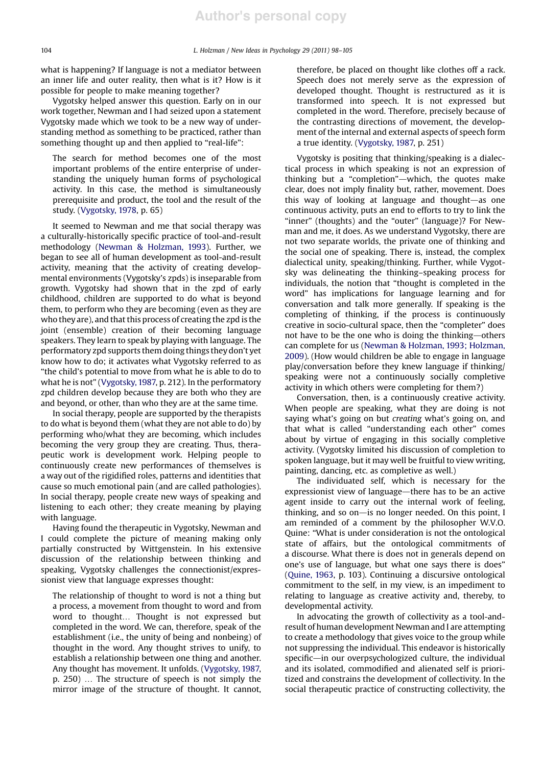what is happening? If language is not a mediator between an inner life and outer reality, then what is it? How is it possible for people to make meaning together?

Vygotsky helped answer this question. Early on in our work together, Newman and I had seized upon a statement Vygotsky made which we took to be a new way of understanding method as something to be practiced, rather than something thought up and then applied to "real-life":

> The search for method becomes one of the most important problems of the entire enterprise of understanding the uniquely human forms of psychological activity. In this case, the method is simultaneously prerequisite and product, the tool and the result of the study. (Vygotsky, 1978, p. 65)

It seemed to Newman and me that social therapy was a culturally-historically specific practice of tool-and-result methodology (Newman & Holzman, 1993). Further, we began to see all of human development as tool-and-result activity, meaning that the activity of creating developmental environments (Vygotsky's zpds) is inseparable from growth. Vygotsky had shown that in the zpd of early childhood, children are supported to do what is beyond them, to perform who they are becoming (even as they are who they are), and that this process of creating the zpd is the joint (ensemble) creation of their becoming language speakers. They learn to speak by playing with language. The performatory zpd supports them doing things they don't yet know how to do; it activates what Vygotsky referred to as "the child's potential to move from what he is able to do to what he is not" (Vygotsky, 1987, p. 212). In the performatory zpd children develop because they are both who they are and beyond, or other, than who they are at the same time.

In social therapy, people are supported by the therapists to do what is beyond them (what they are not able to do) by performing who/what they are becoming, which includes becoming the very group they are creating. Thus, therapeutic work is development work. Helping people to continuously create new performances of themselves is a way out of the rigidified roles, patterns and identities that cause so much emotional pain (and are called pathologies). In social therapy, people create new ways of speaking and listening to each other; they create meaning by playing with language.

Having found the therapeutic in Vygotsky, Newman and I could complete the picture of meaning making only partially constructed by Wittgenstein. In his extensive discussion of the relationship between thinking and speaking, Vygotsky challenges the connectionist/expressionist view that language expresses thought:

> The relationship of thought to word is not a thing but a process, a movement from thought to word and from word to thought… Thought is not expressed but completed in the word. We can, therefore, speak of the establishment (i.e., the unity of being and nonbeing) of thought in the word. Any thought strives to unify, to establish a relationship between one thing and another. Any thought has movement. It unfolds. (Vygotsky, 1987, p. 250) … The structure of speech is not simply the mirror image of the structure of thought. It cannot, therefore, be placed on thought like clothes off a rack. Speech does not merely serve as the expression of developed thought. Thought is restructured as it is transformed into speech. It is not expressed but completed in the word. Therefore, precisely because of the contrasting directions of movement, the development of the internal and external aspects of speech form a true identity. (Vygotsky, 1987, p. 251)

Vygotsky is positing that thinking/speaking is a dialectical process in which speaking is not an expression of thinking but a "completion"—which, the quotes make clear, does not imply finality but, rather, movement. Does this way of looking at language and thought—as one continuous activity, puts an end to efforts to try to link the "inner" (thoughts) and the "outer" (language)? For Newman and me, it does. As we understand Vygotsky, there are not two separate worlds, the private one of thinking and the social one of speaking. There is, instead, the complex dialectical unity, speaking/thinking. Further, while Vygotsky was delineating the thinking–speaking process for individuals, the notion that "thought is completed in the word" has implications for language learning and for conversation and talk more generally. If speaking is the completing of thinking, if the process is continuously creative in socio-cultural space, then the "completer" does not have to be the one who is doing the thinking—others can complete for us (Newman & Holzman, 1993; Holzman, 2009). (How would children be able to engage in language play/conversation before they knew language if thinking/speaking were not a continuously socially completive activity in which others were completing for them?)

Conversation, then, is a continuously creative activity. When people are speaking, what they are doing is not saying what's going on but *creating* what's going on, and that what is called "understanding each other" comes about by virtue of engaging in this socially completive activity. (Vygotsky limited his discussion of completion to spoken language, but it may well be fruitful to view writing, painting, dancing, etc. as completive as well.)

The individuated self, which is necessary for the expressionist view of language—there has to be an active agent inside to carry out the internal work of feeling, thinking, and so on—is no longer needed. On this point, I am reminded of a comment by the philosopher W.V.O. Quine: "What is under consideration is not the ontological state of affairs, but the ontological commitments of a discourse. What there is does not in generals depend on one's use of language, but what one says there is does" (Quine, 1963, p. 103). Continuing a discursive ontological commitment to the self, in my view, is an impediment to relating to language as creative activity and, thereby, to developmental activity.

In advocating the growth of collectivity as a tool-and-result of human development Newman and I are attempting to create a methodology that gives voice to the group while not suppressing the individual. This endeavor is historically specific—in our overpsychologized culture, the individual and its isolated, commodified and alienated self is prioritized and constrains the development of collectivity. In the social therapeutic practice of constructing collectivity, the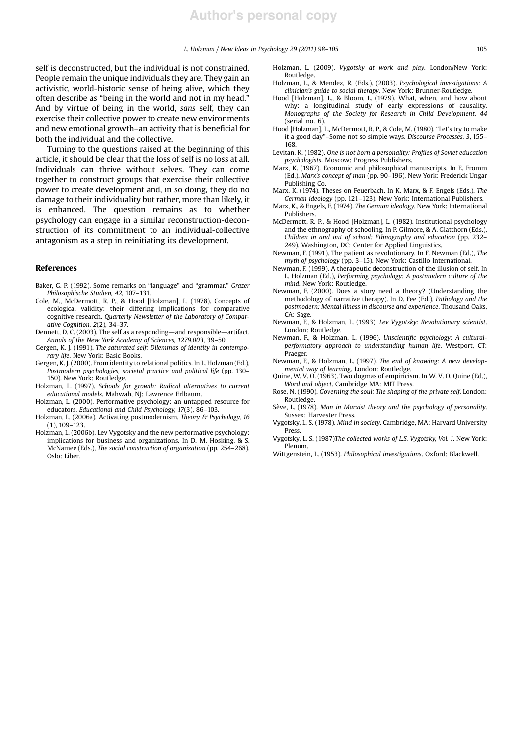self is deconstructed, but the individual is not constrained. People remain the unique individuals they are. They gain an activistic, world-historic sense of being alive, which they often describe as "being in the world and not in my head." And by virtue of being in the world, *sans* self, they can exercise their collective power to create new environments and new emotional growth–an activity that is beneficial for both the individual and the collective.

Turning to the questions raised at the beginning of this article, it should be clear that the loss of self is no loss at all. Individuals can thrive without selves. They can come together to construct groups that exercise their collective power to create development and, in so doing, they do no damage to their individuality but rather, more than likely, it is enhanced. The question remains as to whether psychology can engage in a similar reconstruction-deconstruction of its commitment to an individual-collective antagonism as a step in reinitiating its development.

## References

Baker, G. P. (1992). Some remarks on "language" and "grammar." *Grazer Philosophische Studien, 42*, 107–131.

Cole, M., McDermott, R. P., & Hood [Holzman], L. (1978). Concepts of ecological validity: their differing implications for comparative cognitive research. *Quarterly Newsletter of the Laboratory of Comparative Cognition, 2*(2), 34–37.

Dennett, D. C. (2003). The self as a responding—and responsible—artifact. *Annals of the New York Academy of Sciences, 1279.003*, 39–50.

Gergen, K. J. (1991). *The saturated self: Dilemmas of identity in contemporary life*. New York: Basic Books.

Gergen, K. J. (2000). From identity to relational politics. In L. Holzman (Ed.), *Postmodern psychologies, societal practice and political life* (pp. 130–150). New York: Routledge.

Holzman, L. (1997). *Schools for growth: Radical alternatives to current educational models*. Mahwah, NJ: Lawrence Erlbaum.

Holzman, L. (2000). Performative psychology: an untapped resource for educators. *Educational and Child Psychology, 17*(3), 86–103.

Holzman, L. (2006a). Activating postmodernism. *Theory & Psychology, 16* (1), 109–123.

Holzman, L. (2006b). Lev Vygotsky and the new performative psychology: implications for business and organizations. In D. M. Hosking, & S. McNamee (Eds.), *The social construction of organization* (pp. 254–268). Oslo: Liber.

Holzman, L. (2009). *Vygotsky at work and play*. London/New York: Routledge.

Holzman, L., & Mendez, R. (Eds.). (2003). *Psychological investigations: A clinician's guide to social therapy*. New York: Brunner-Routledge.

Hood [Holzman], L., & Bloom, L. (1979). What, when, and how about why: a longitudinal study of early expressions of causality. *Monographs of the Society for Research in Child Development, 44* (serial no. 6).

Hood [Holzman], L., McDermott, R. P., & Cole, M. (1980). "Let's try to make it a good day"–Some not so simple ways. *Discourse Processes, 3*, 155–168.

Levitan, K. (1982). *One is not born a personality: Profiles of Soviet education psychologists*. Moscow: Progress Publishers.

Marx, K. (1967). Economic and philosophical manuscripts. In E. Fromm (Ed.), *Marx's concept of man* (pp. 90–196). New York: Frederick Ungar Publishing Co.

Marx, K. (1974). Theses on Feuerbach. In K. Marx, & F. Engels (Eds.), *The German ideology* (pp. 121–123). New York: International Publishers.

Marx, K., & Engels, F. (1974). *The German ideology*. New York: International Publishers.

McDermott, R. P., & Hood [Holzman], L. (1982). Institutional psychology and the ethnography of schooling. In P. Gilmore, & A. Glatthorn (Eds.), *Children in and out of school: Ethnography and education* (pp. 232–249). Washington, DC: Center for Applied Linguistics.

Newman, F. (1991). The patient as revolutionary. In F. Newman (Ed.), *The myth of psychology* (pp. 3–15). New York: Castillo International.

Newman, F. (1999). A therapeutic deconstruction of the illusion of self. In L. Holzman (Ed.), *Performing psychology: A postmodern culture of the mind*. New York: Routledge.

Newman, F. (2000). Does a story need a theory? (Understanding the methodology of narrative therapy). In D. Fee (Ed.), *Pathology and the postmodern: Mental illness in discourse and experience*. Thousand Oaks, CA: Sage.

Newman, F., & Holzman, L. (1993). *Lev Vygotsky: Revolutionary scientist*. London: Routledge.

Newman, F., & Holzman, L. (1996). *Unscientific psychology: A cultural-performatory approach to understanding human life*. Westport, CT: Praeger.

Newman, F., & Holzman, L. (1997). *The end of knowing: A new developmental way of learning*. London: Routledge.

Quine, W. V. O. (1963). Two dogmas of empiricism. In W. V. O. Quine (Ed.), *Word and object*. Cambridge MA: MIT Press.

Rose, N. (1990). *Governing the soul: The shaping of the private self*. London: Routledge.

Sève, L. (1978). *Man in Marxist theory and the psychology of personality*. Sussex: Harvester Press.

Vygotsky, L. S. (1978). *Mind in society*. Cambridge, MA: Harvard University Press.

Vygotsky, L. S. (1987)*The collected works of L.S. Vygotsky, Vol. 1*. New York: Plenum.

Wittgenstein, L. (1953). *Philosophical investigations*. Oxford: Blackwell.